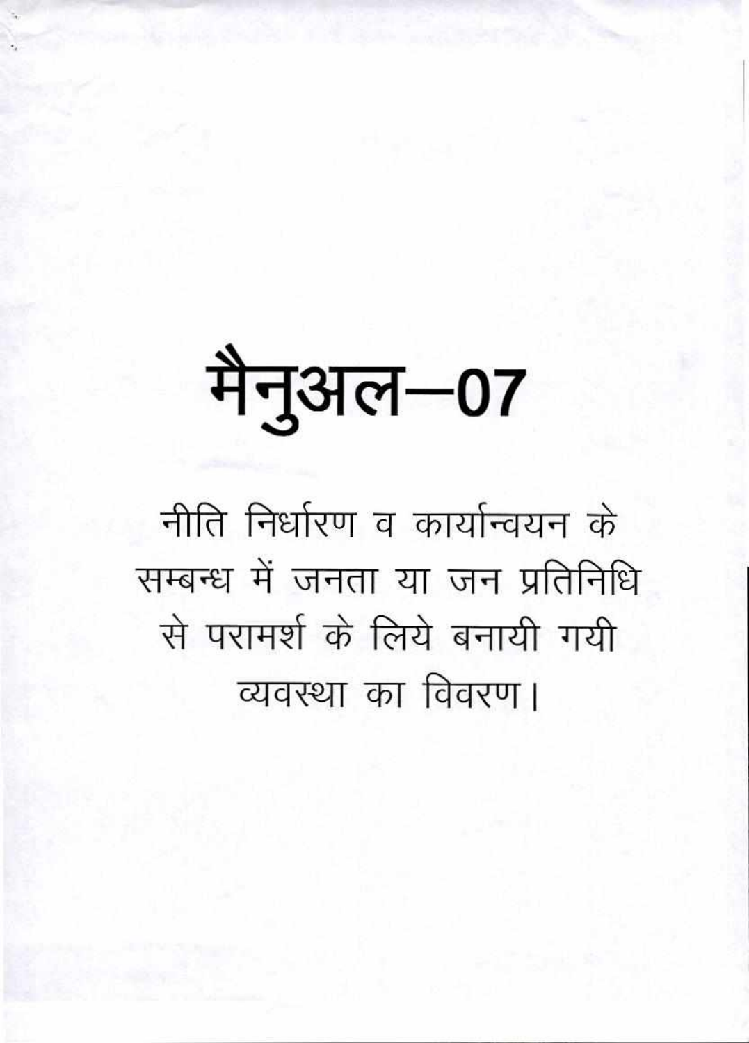# मैनुअल–07

नीति निर्धारण व कार्यान्वयन के सम्बन्ध में जनता या जन प्रतिनिधि से परामर्श के लिये बनायी गयी व्यवस्था का विवरण।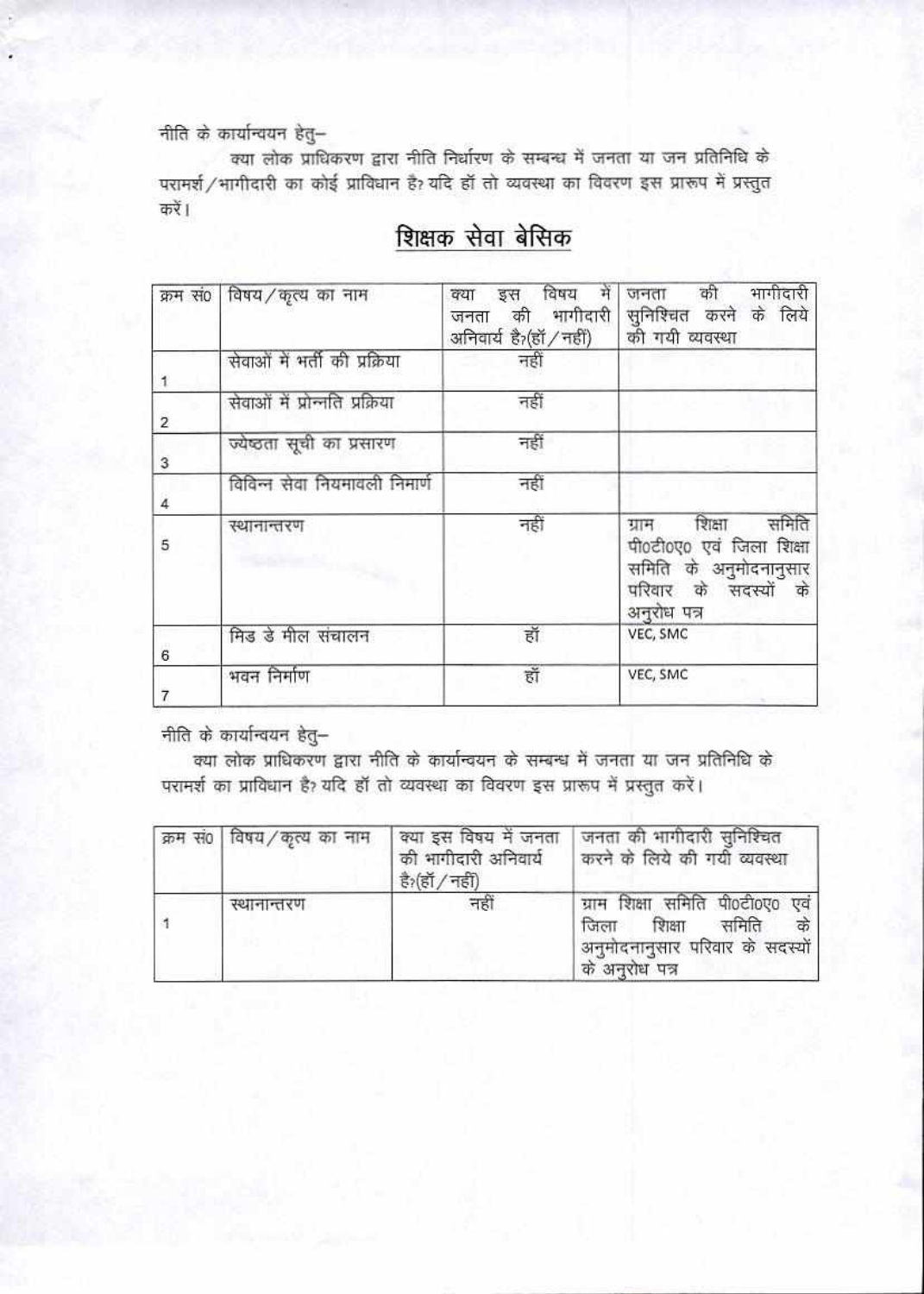नीति के कार्यान्वयन हेतु–

क्या लोक प्राधिकरण द्वारा नीति निर्धारण के सम्बन्ध में जनता या जन प्रतिनिधि के परामर्श/भागीदारी का कोई प्राविधान है? यदि हॉं तो व्यवस्था का विवरण इस प्रारूप में प्रस्तुत करें।

## शिक्षक सेवा बेसिक

| क्रम सं0 | विषय/कृत्य का नाम | क्या इस विषय में जनता की भागीदारी अनिवार्य है?(हॉं/नहीं) | जनता की भागीदारी सुनिश्चित करने के लिये की गयी व्यवस्था |
|---|---|---|---|
| 1 | सेवाओं में भर्ती की प्रक्रिया | नहीं | |
| 2 | सेवाओं में प्रोन्नति प्रक्रिया | नहीं | |
| 3 | ज्येष्ठता सूची का प्रसारण | नहीं | |
| 4 | विविन्न सेवा नियमावली निमार्ण | नहीं | |
| 5 | स्थानान्तरण | नहीं | ग्राम शिक्षा समिति पी0टी0ए0 एवं जिला शिक्षा समिति के अनुमोदनानुसार परिवार के सदस्यों के अनुरोध पत्र |
| 6 | मिड डे मील संचालन | हॉं | VEC, SMC |
| 7 | भवन निर्माण | हॉं | VEC, SMC |

नीति के कार्यान्वयन हेतु–

क्या लोक प्राधिकरण द्वारा नीति के कार्यान्वयन के सम्बन्ध में जनता या जन प्रतिनिधि के परामर्श का प्राविधान है? यदि हॉं तो व्यवस्था का विवरण इस प्रारूप में प्रस्तुत करें।

| क्रम सं0 | विषय/कृत्य का नाम | क्या इस विषय में जनता की भागीदारी अनिवार्य है?(हॉं/नहीं) | जनता की भागीदारी सुनिश्चित करने के लिये की गयी व्यवस्था |
|---|---|---|---|
| 1 | स्थानान्तरण | नहीं | ग्राम शिक्षा समिति पी0टी0ए0 एवं जिला शिक्षा समिति के अनुमोदनानुसार परिवार के सदस्यों के अनुरोध पत्र |